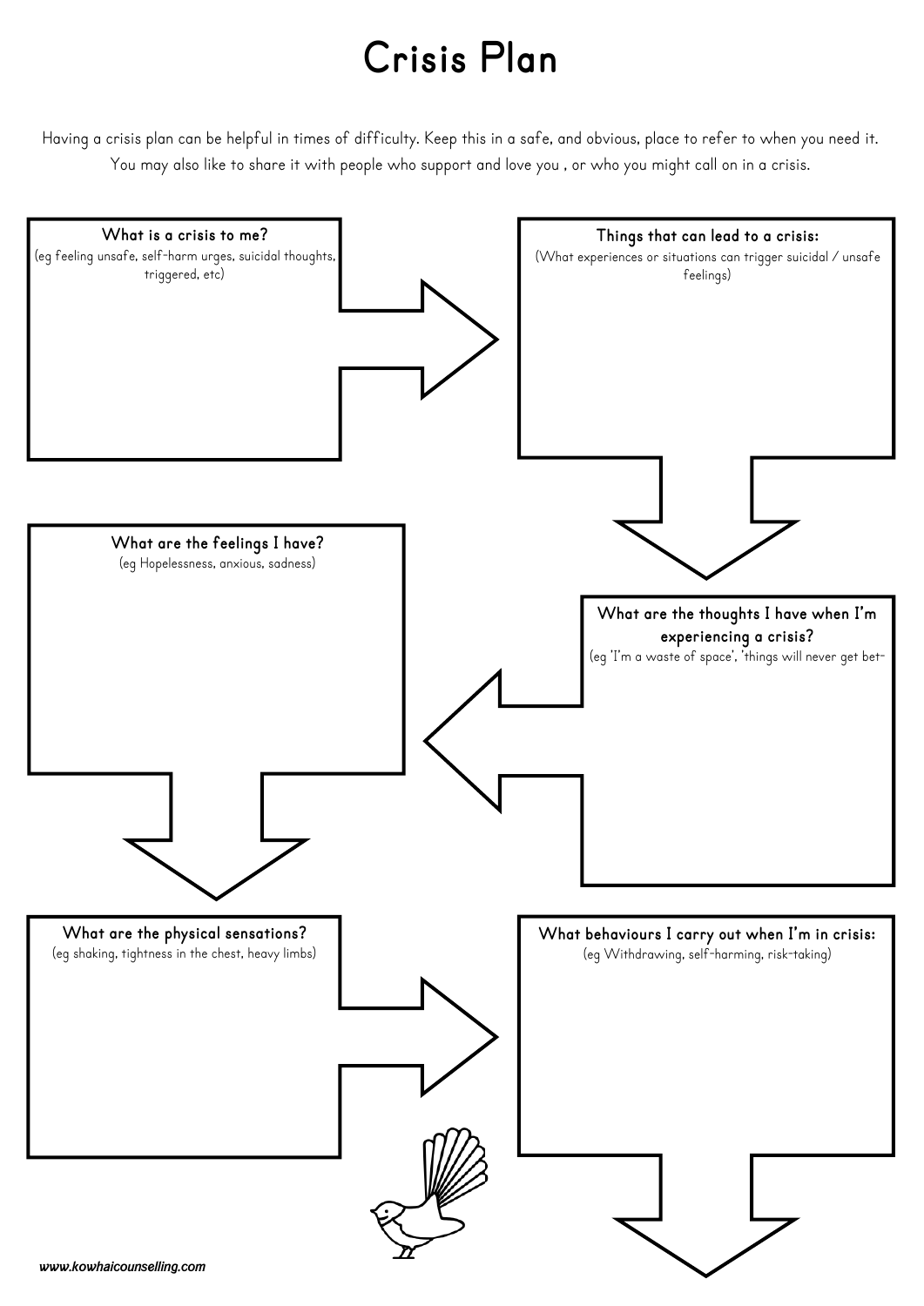# Crisis Plan

Having a crisis plan can be helpful in times of difficulty. Keep this in a safe, and obvious, place to refer to when you need it. You may also like to share it with people who support and love you , or who you might call on in a crisis.

### What is a crisis to me?

(eg feeling unsafe, self-harm urges, suicidal thoughts, triggered, etc)

### Things that can lead to a crisis:

(What experiences or situations can trigger suicidal / unsafe feelings)

### What are the thoughts I have when I'm experiencing a crisis?

(eg 'I'm a waste of space', 'things will never get bet-

### What are the feelings I have?

(eg Hopelessness, anxious, sadness)

### What are the physical sensations?

(eg shaking, tightness in the chest, heavy limbs)

### What behaviours I carry out when I'm in crisis:

(eg Withdrawing, self-harming, risk-taking)

www.kowhaicounselling.com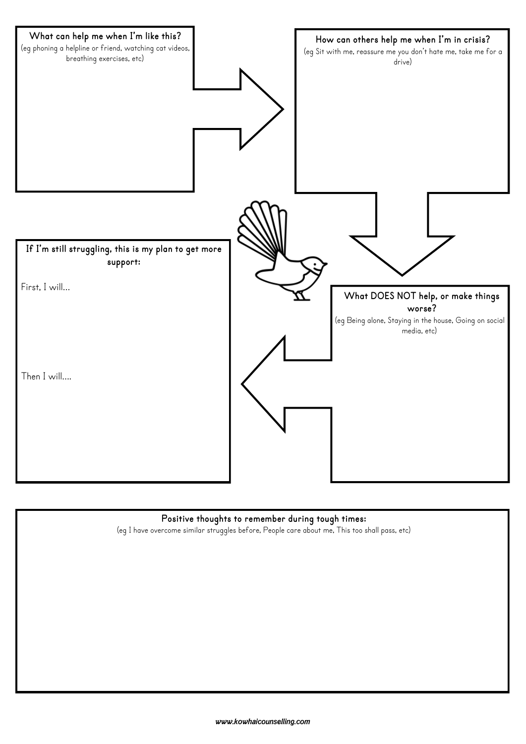### What can help me when I'm like this?

(eg phoning a helpline or friend, watching cat videos, breathing exercises, etc)

### How can others help me when I'm in crisis?

(eg Sit with me, reassure me you don't hate me, take me for a drive)

### What DOES NOT help, or make things worse?

(eg Being alone, Staying in the house, Going on social media, etc)

### If I'm still struggling, this is my plan to get more support:

First, I will...

Then I will....

### Positive thoughts to remember during tough times:

(eg I have overcome similar struggles before, People care about me, This too shall pass, etc)

www.kowhaicounselling.com